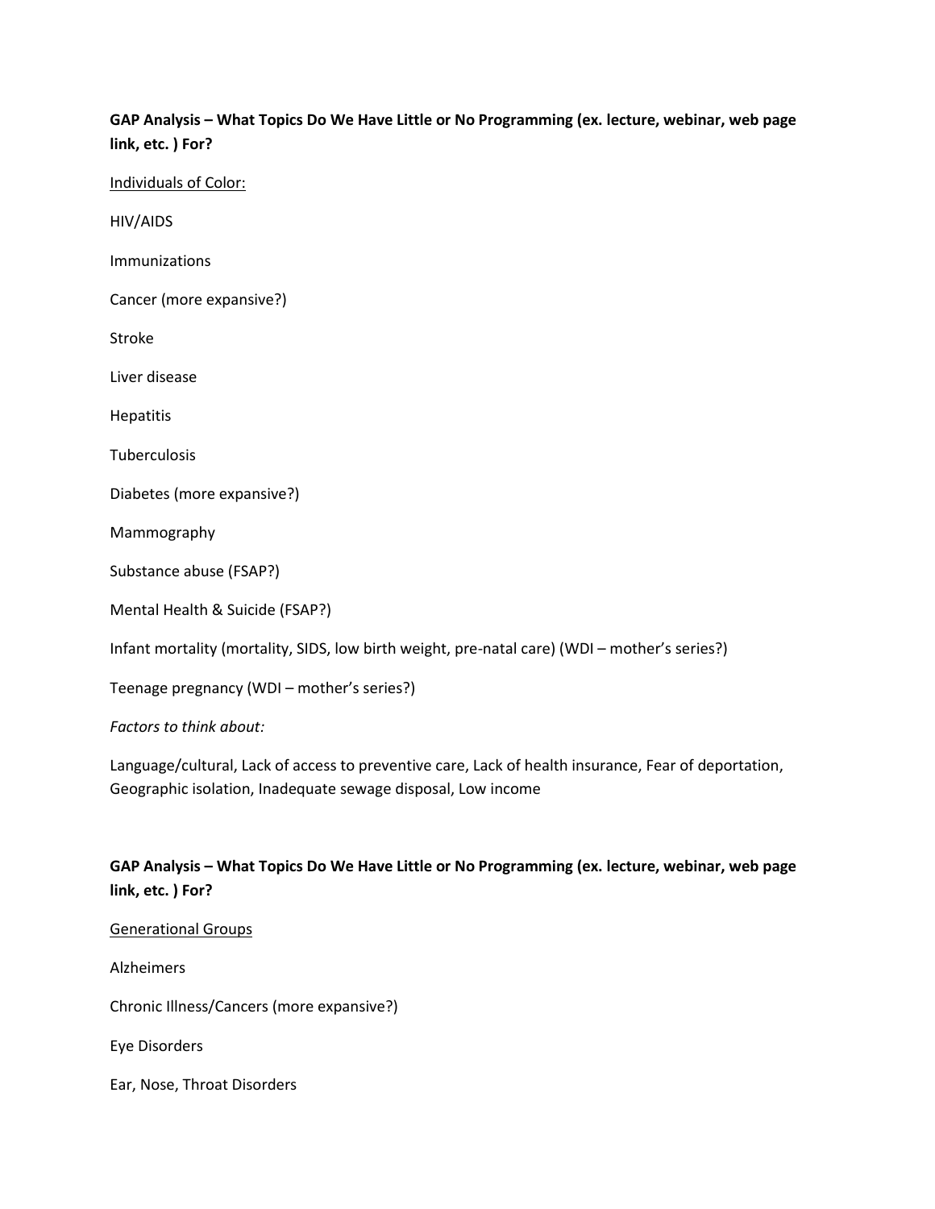**GAP Analysis – What Topics Do We Have Little or No Programming (ex. lecture, webinar, web page link, etc. ) For?**

Individuals of Color:

HIV/AIDS

Immunizations

Cancer (more expansive?)

Stroke

Liver disease

Hepatitis

Tuberculosis

Diabetes (more expansive?)

Mammography

Substance abuse (FSAP?)

Mental Health & Suicide (FSAP?)

Infant mortality (mortality, SIDS, low birth weight, pre-natal care) (WDI – mother's series?)

Teenage pregnancy (WDI – mother's series?)

*Factors to think about:*

Language/cultural, Lack of access to preventive care, Lack of health insurance, Fear of deportation, Geographic isolation, Inadequate sewage disposal, Low income

**GAP Analysis – What Topics Do We Have Little or No Programming (ex. lecture, webinar, web page link, etc. ) For?**

Generational Groups

Alzheimers

Chronic Illness/Cancers (more expansive?)

Eye Disorders

Ear, Nose, Throat Disorders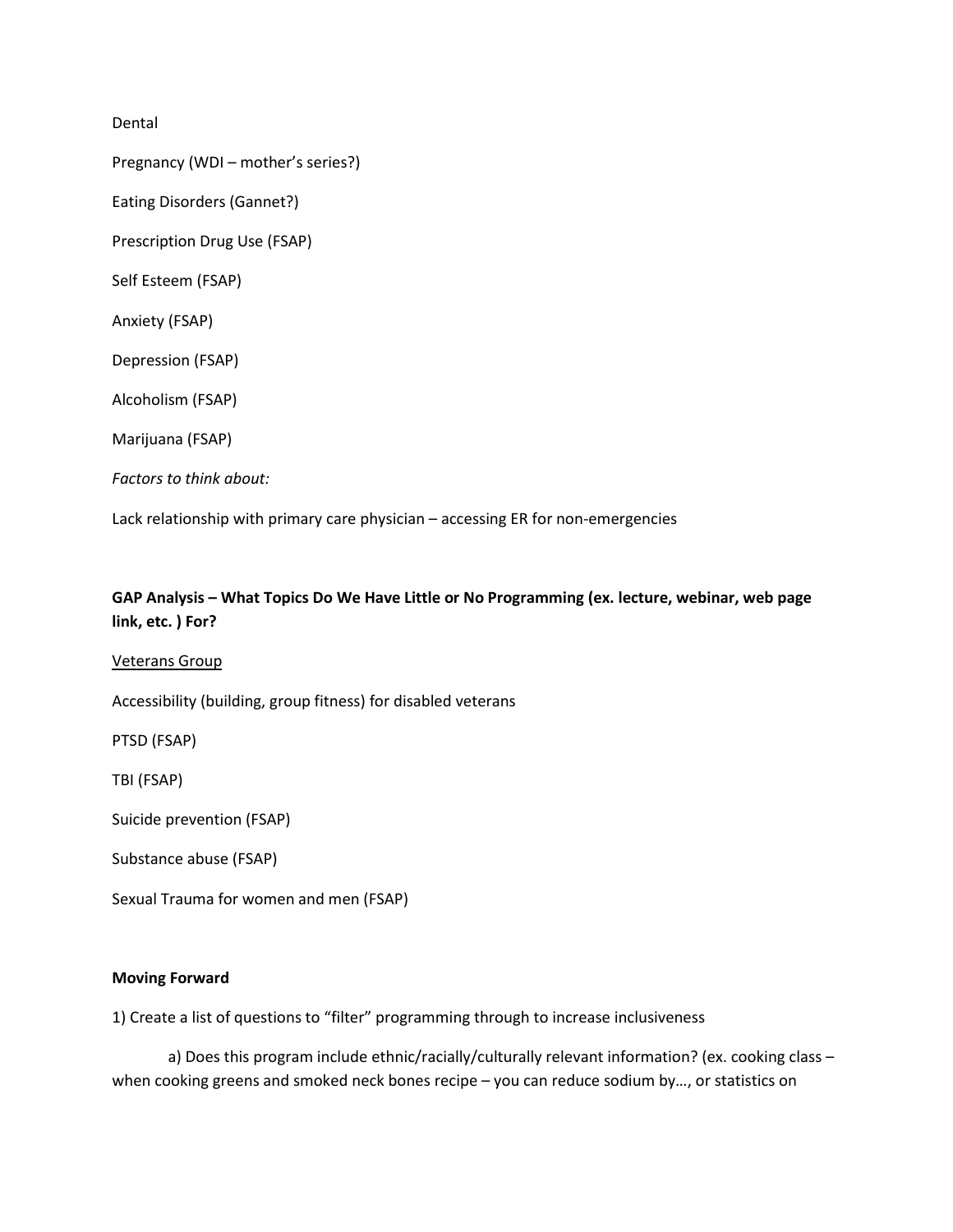Dental

Pregnancy (WDI – mother's series?)

Eating Disorders (Gannet?)

Prescription Drug Use (FSAP)

Self Esteem (FSAP)

Anxiety (FSAP)

Depression (FSAP)

Alcoholism (FSAP)

Marijuana (FSAP)

*Factors to think about:*

Lack relationship with primary care physician – accessing ER for non-emergencies

**GAP Analysis – What Topics Do We Have Little or No Programming (ex. lecture, webinar, web page link, etc. ) For?**

<u>Veterans Group</u>

Accessibility (building, group fitness) for disabled veterans

PTSD (FSAP)

TBI (FSAP)

Suicide prevention (FSAP)

Substance abuse (FSAP)

Sexual Trauma for women and men (FSAP)

**Moving Forward**

1) Create a list of questions to "filter" programming through to increase inclusiveness

a) Does this program include ethnic/racially/culturally relevant information? (ex. cooking class – when cooking greens and smoked neck bones recipe – you can reduce sodium by…, or statistics on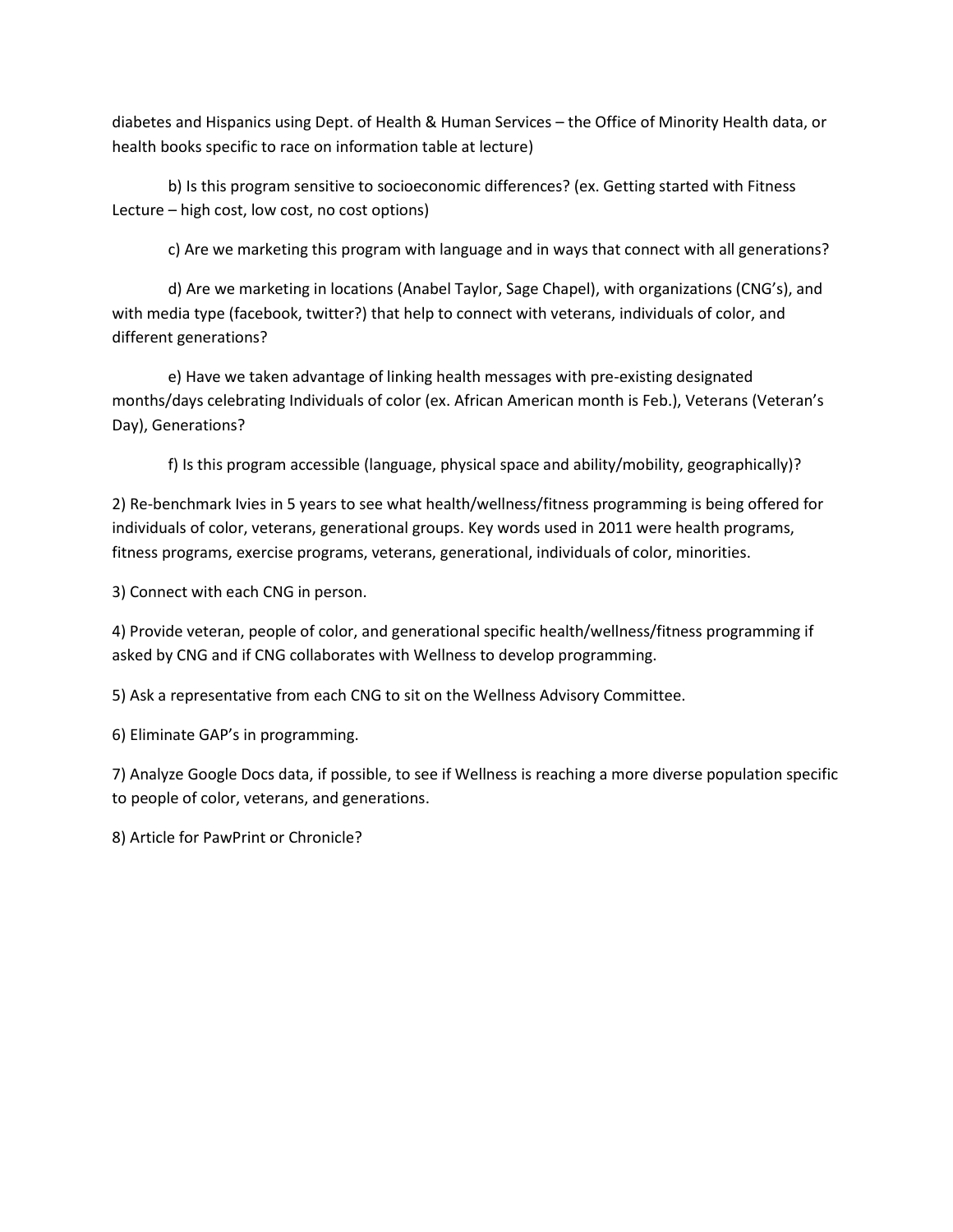diabetes and Hispanics using Dept. of Health & Human Services – the Office of Minority Health data, or health books specific to race on information table at lecture)

b) Is this program sensitive to socioeconomic differences? (ex. Getting started with Fitness Lecture – high cost, low cost, no cost options)

c) Are we marketing this program with language and in ways that connect with all generations?

d) Are we marketing in locations (Anabel Taylor, Sage Chapel), with organizations (CNG's), and with media type (facebook, twitter?) that help to connect with veterans, individuals of color, and different generations?

e) Have we taken advantage of linking health messages with pre-existing designated months/days celebrating Individuals of color (ex. African American month is Feb.), Veterans (Veteran's Day), Generations?

f) Is this program accessible (language, physical space and ability/mobility, geographically)?

2) Re-benchmark Ivies in 5 years to see what health/wellness/fitness programming is being offered for individuals of color, veterans, generational groups. Key words used in 2011 were health programs, fitness programs, exercise programs, veterans, generational, individuals of color, minorities.

3) Connect with each CNG in person.

4) Provide veteran, people of color, and generational specific health/wellness/fitness programming if asked by CNG and if CNG collaborates with Wellness to develop programming.

5) Ask a representative from each CNG to sit on the Wellness Advisory Committee.

6) Eliminate GAP's in programming.

7) Analyze Google Docs data, if possible, to see if Wellness is reaching a more diverse population specific to people of color, veterans, and generations.

8) Article for PawPrint or Chronicle?